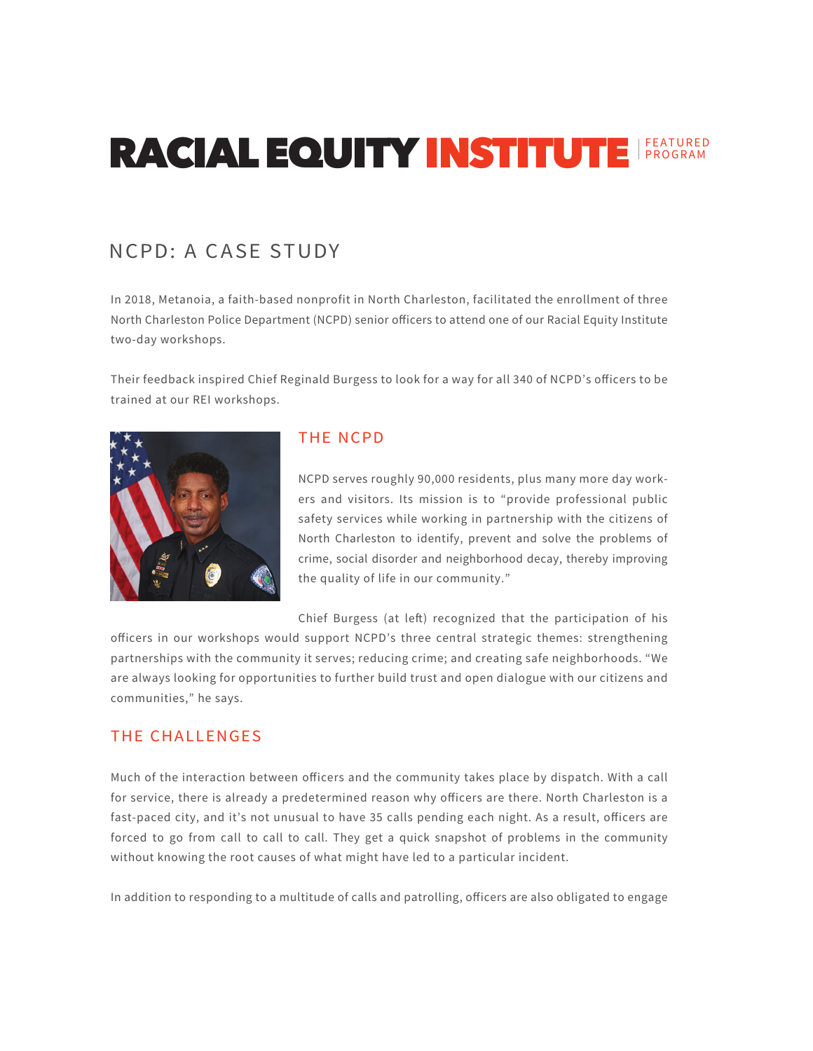# RACIAL EQUITY INSTITUTE

FEATURED PROGRAM

## NCPD: A CASE STUDY

In 2018, Metanoia, a faith-based nonprofit in North Charleston, facilitated the enrollment of three North Charleston Police Department (NCPD) senior officers to attend one of our Racial Equity Institute two-day workshops.

Their feedback inspired Chief Reginald Burgess to look for a way for all 340 of NCPD's officers to be trained at our REI workshops.

### THE NCPD

NCPD serves roughly 90,000 residents, plus many more day workers and visitors. Its mission is to "provide professional public safety services while working in partnership with the citizens of North Charleston to identify, prevent and solve the problems of crime, social disorder and neighborhood decay, thereby improving the quality of life in our community."

Chief Burgess (at left) recognized that the participation of his officers in our workshops would support NCPD's three central strategic themes: strengthening partnerships with the community it serves; reducing crime; and creating safe neighborhoods. "We are always looking for opportunities to further build trust and open dialogue with our citizens and communities," he says.

### THE CHALLENGES

Much of the interaction between officers and the community takes place by dispatch. With a call for service, there is already a predetermined reason why officers are there. North Charleston is a fast-paced city, and it's not unusual to have 35 calls pending each night. As a result, officers are forced to go from call to call. They get a quick snapshot of problems in the community without knowing the root causes of what might have led to a particular incident.

In addition to responding to a multitude of calls and patrolling, officers are also obligated to engage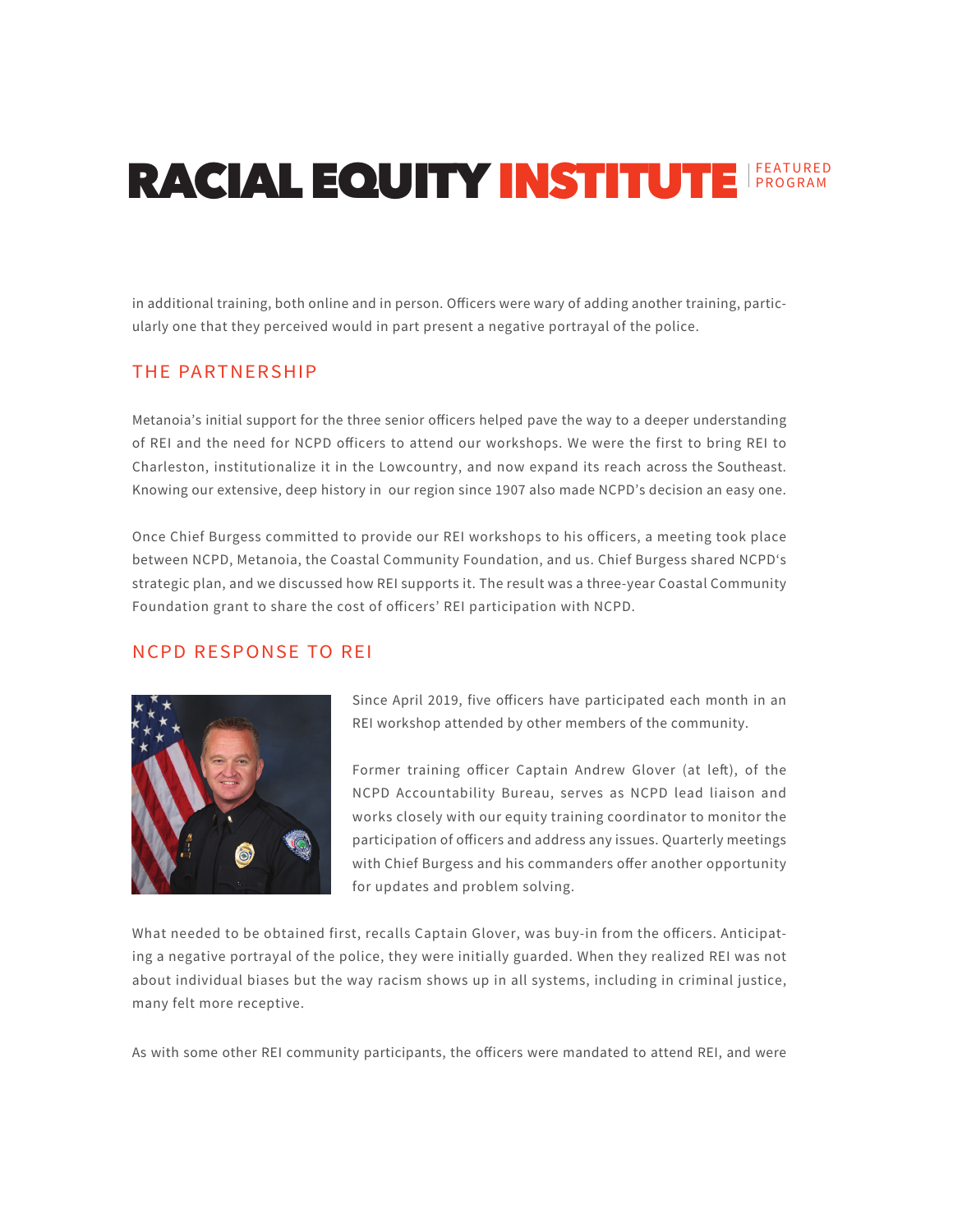in additional training, both online and in person. Officers were wary of adding another training, particularly one that they perceived would in part present a negative portrayal of the police.

## THE PARTNERSHIP

Metanoia's initial support for the three senior officers helped pave the way to a deeper understanding of REI and the need for NCPD officers to attend our workshops. We were the first to bring REI to Charleston, institutionalize it in the Lowcountry, and now expand its reach across the Southeast. Knowing our extensive, deep history in our region since 1907 also made NCPD's decision an easy one.

Once Chief Burgess committed to provide our REI workshops to his officers, a meeting took place between NCPD, Metanoia, the Coastal Community Foundation, and us. Chief Burgess shared NCPD's strategic plan, and we discussed how REI supports it. The result was a three-year Coastal Community Foundation grant to share the cost of officers' REI participation with NCPD.

## NCPD RESPONSE TO REI

Since April 2019, five officers have participated each month in an REI workshop attended by other members of the community.

Former training officer Captain Andrew Glover (at left), of the NCPD Accountability Bureau, serves as NCPD lead liaison and works closely with our equity training coordinator to monitor the participation of officers and address any issues. Quarterly meetings with Chief Burgess and his commanders offer another opportunity for updates and problem solving.

What needed to be obtained first, recalls Captain Glover, was buy-in from the officers. Anticipating a negative portrayal of the police, they were initially guarded. When they realized REI was not about individual biases but the way racism shows up in all systems, including in criminal justice, many felt more receptive.

As with some other REI community participants, the officers were mandated to attend REI, and were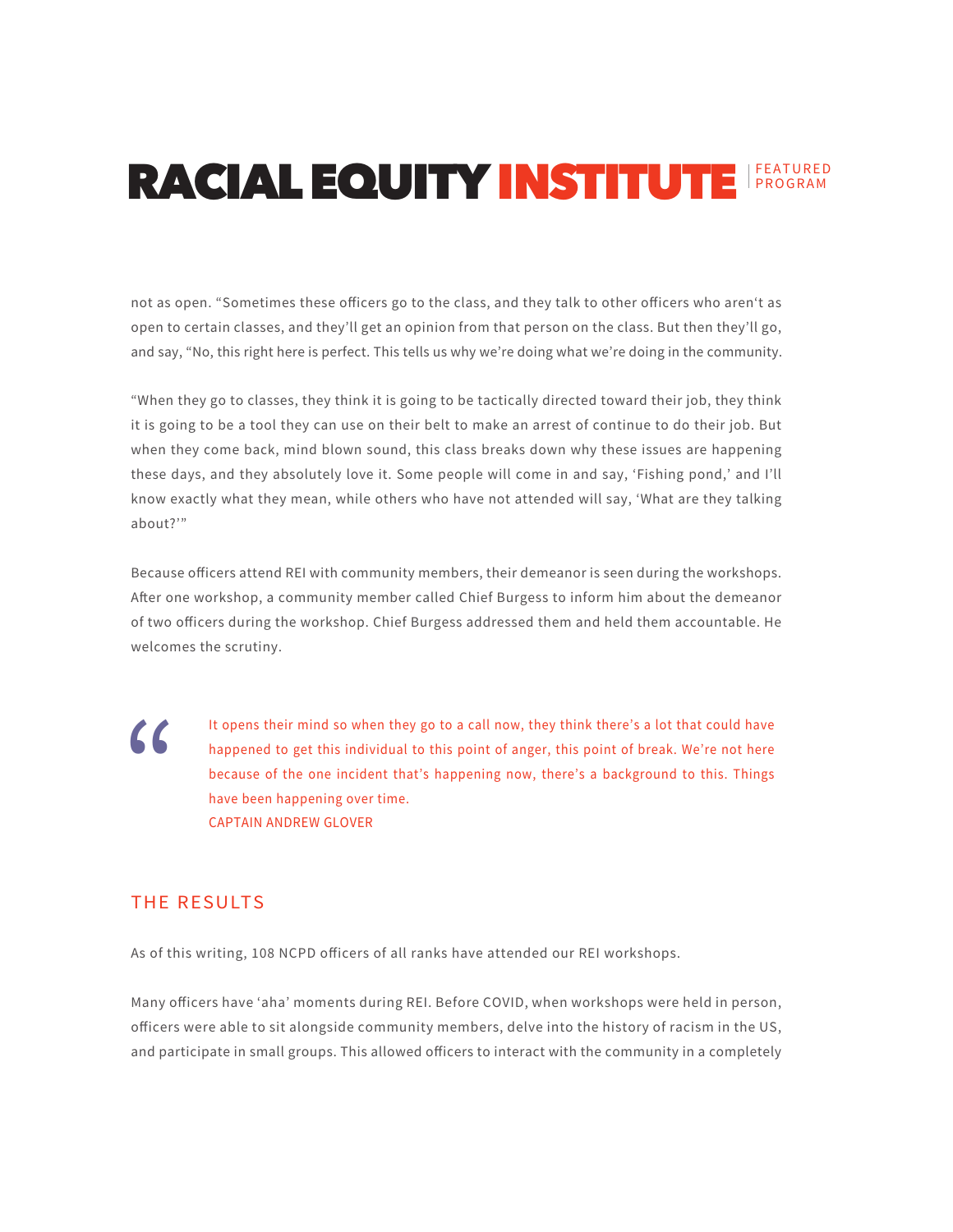not as open. "Sometimes these officers go to the class, and they talk to other officers who aren't as open to certain classes, and they'll get an opinion from that person on the class. But then they'll go, and say, "No, this right here is perfect. This tells us why we're doing what we're doing in the community.

"When they go to classes, they think it is going to be tactically directed toward their job, they think it is going to be a tool they can use on their belt to make an arrest of continue to do their job. But when they come back, mind blown sound, this class breaks down why these issues are happening these days, and they absolutely love it. Some people will come in and say, 'Fishing pond,' and I'll know exactly what they mean, while others who have not attended will say, 'What are they talking about?'"

Because officers attend REI with community members, their demeanor is seen during the workshops. After one workshop, a community member called Chief Burgess to inform him about the demeanor of two officers during the workshop. Chief Burgess addressed them and held them accountable. He welcomes the scrutiny.

> It opens their mind so when they go to a call now, they think there's a lot that could have happened to get this individual to this point of anger, this point of break. We're not here because of the one incident that's happening now, there's a background to this. Things have been happening over time.
>
> CAPTAIN ANDREW GLOVER

## THE RESULTS

As of this writing, 108 NCPD officers of all ranks have attended our REI workshops.

Many officers have 'aha' moments during REI. Before COVID, when workshops were held in person, officers were able to sit alongside community members, delve into the history of racism in the US, and participate in small groups. This allowed officers to interact with the community in a completely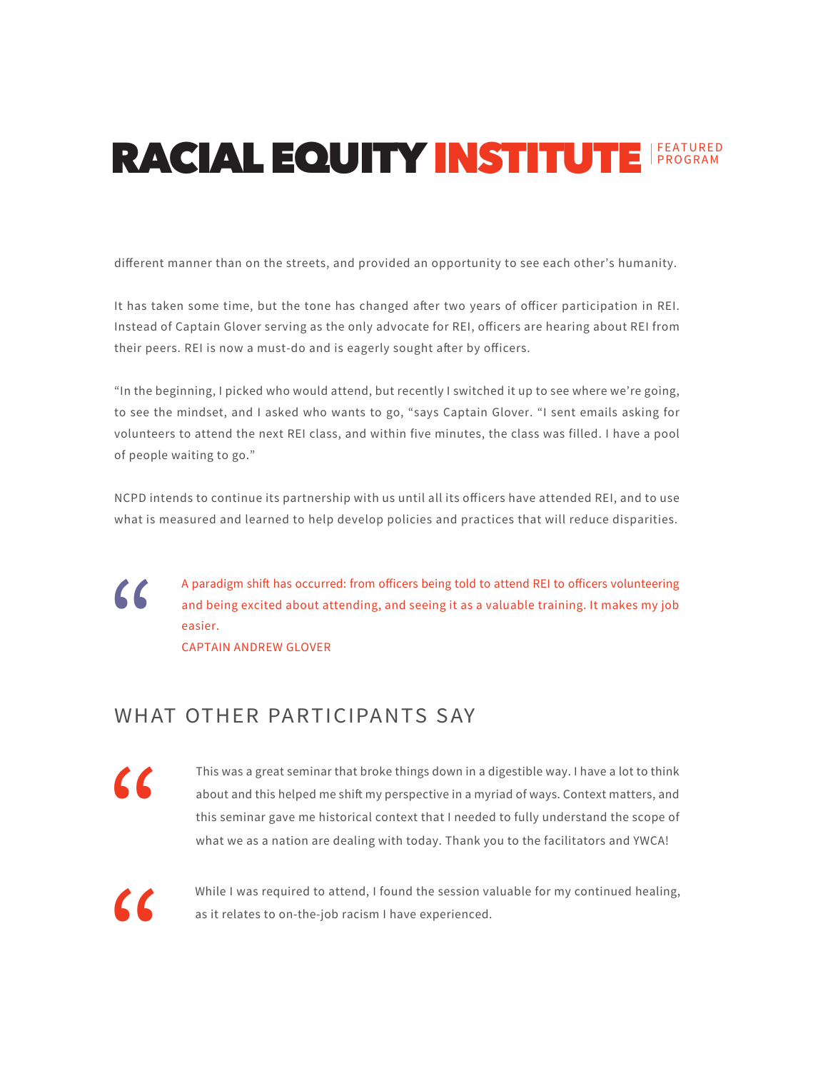different manner than on the streets, and provided an opportunity to see each other's humanity.

It has taken some time, but the tone has changed after two years of officer participation in REI. Instead of Captain Glover serving as the only advocate for REI, officers are hearing about REI from their peers. REI is now a must-do and is eagerly sought after by officers.

"In the beginning, I picked who would attend, but recently I switched it up to see where we're going, to see the mindset, and I asked who wants to go, "says Captain Glover. "I sent emails asking for volunteers to attend the next REI class, and within five minutes, the class was filled. I have a pool of people waiting to go."

NCPD intends to continue its partnership with us until all its officers have attended REI, and to use what is measured and learned to help develop policies and practices that will reduce disparities.

> A paradigm shift has occurred: from officers being told to attend REI to officers volunteering and being excited about attending, and seeing it as a valuable training. It makes my job easier.
> CAPTAIN ANDREW GLOVER

## WHAT OTHER PARTICIPANTS SAY

> This was a great seminar that broke things down in a digestible way. I have a lot to think about and this helped me shift my perspective in a myriad of ways. Context matters, and this seminar gave me historical context that I needed to fully understand the scope of what we as a nation are dealing with today. Thank you to the facilitators and YWCA!

> While I was required to attend, I found the session valuable for my continued healing, as it relates to on-the-job racism I have experienced.